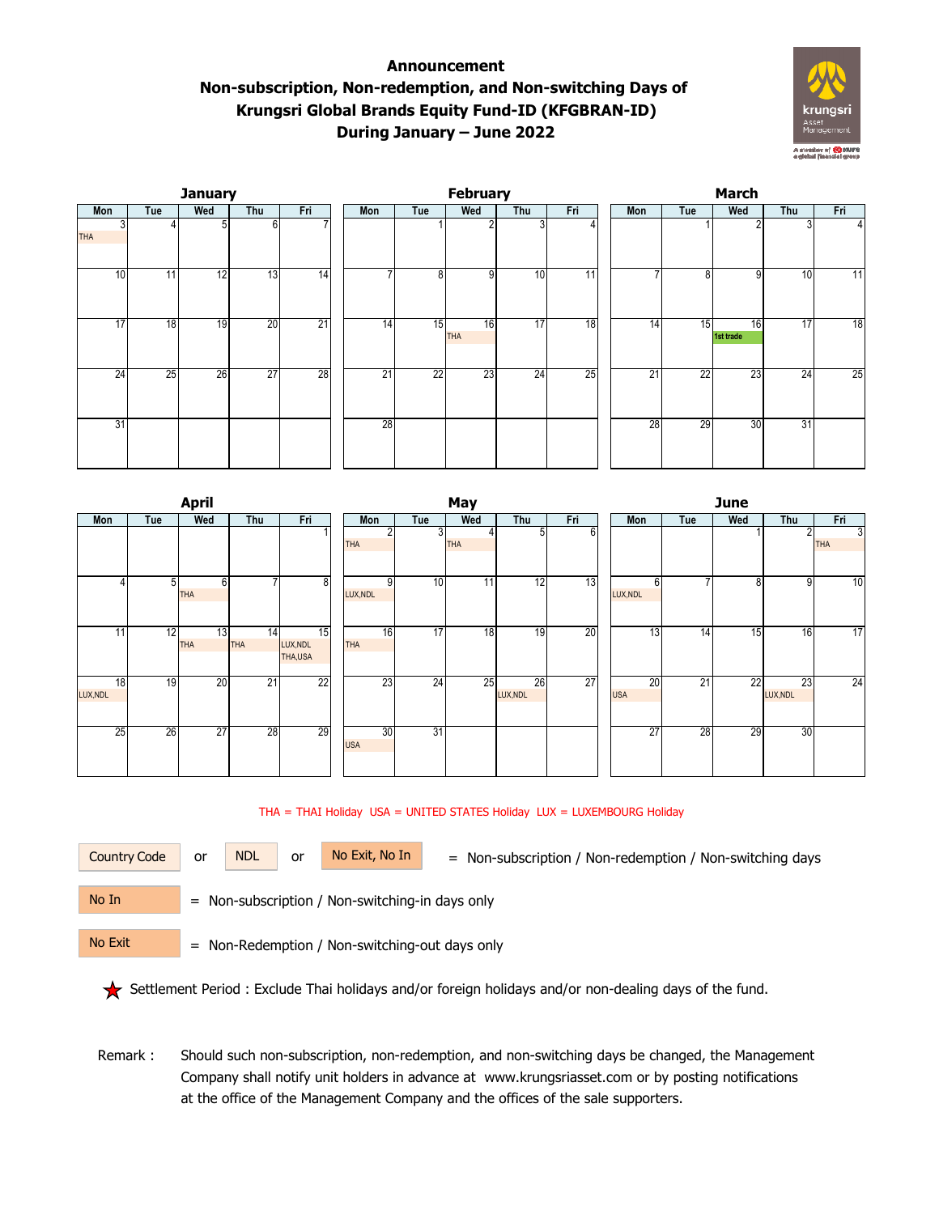# Announcement

## Non-subscription, Non-redemption, and Non-switching Days of Krungsri Global Brands Equity Fund-ID (KFGBRAN-ID) During January – June 2022

### January

| Mon | Tue | Wed | Thu | Fri |
|---|---|---|---|---|
| 3 THA | 4 | 5 | 6 | 7 |
| 10 | 11 | 12 | 13 | 14 |
| 17 | 18 | 19 | 20 | 21 |
| 24 | 25 | 26 | 27 | 28 |
| 31 | | | | |

### February

| Mon | Tue | Wed | Thu | Fri |
|---|---|---|---|---|
| | 1 | 2 | 3 | 4 |
| 7 | 8 | 9 | 10 | 11 |
| 14 | 15 | 16 THA | 17 | 18 |
| 21 | 22 | 23 | 24 | 25 |
| 28 | | | | |

### March

| Mon | Tue | Wed | Thu | Fri |
|---|---|---|---|---|
| | 1 | 2 | 3 | 4 |
| 7 | 8 | 9 | 10 | 11 |
| 14 | 15 | 16 1st trade | 17 | 18 |
| 21 | 22 | 23 | 24 | 25 |
| 28 | 29 | 30 | 31 | |

### April

| Mon | Tue | Wed | Thu | Fri |
|---|---|---|---|---|
| | | | | 1 |
| 4 | 5 | 6 THA | 7 | 8 |
| 11 | 12 | 13 THA | 14 THA | 15 LUX,NDL THA,USA |
| 18 LUX,NDL | 19 | 20 | 21 | 22 |
| 25 | 26 | 27 | 28 | 29 |

### May

| Mon | Tue | Wed | Thu | Fri |
|---|---|---|---|---|
| 2 THA | 3 | 4 THA | 5 | 6 |
| 9 LUX,NDL | 10 | 11 | 12 | 13 |
| 16 THA | 17 | 18 | 19 | 20 |
| 23 | 24 | 25 | 26 LUX,NDL | 27 |
| 30 USA | 31 | | | |

### June

| Mon | Tue | Wed | Thu | Fri |
|---|---|---|---|---|
| | | 1 | 2 | 3 THA |
| 6 LUX,NDL | 7 | 8 | 9 | 10 |
| 13 | 14 | 15 | 16 | 17 |
| 20 USA | 21 | 22 | 23 LUX,NDL | 24 |
| 27 | 28 | 29 | 30 | |

THA = THAI Holiday USA = UNITED STATES Holiday LUX = LUXEMBOURG Holiday

Country Code or NDL or No Exit, No In = Non-subscription / Non-redemption / Non-switching days

No In = Non-subscription / Non-switching-in days only

No Exit = Non-Redemption / Non-switching-out days only

★ Settlement Period : Exclude Thai holidays and/or foreign holidays and/or non-dealing days of the fund.

Remark : Should such non-subscription, non-redemption, and non-switching days be changed, the Management Company shall notify unit holders in advance at www.krungsriasset.com or by posting notifications at the office of the Management Company and the offices of the sale supporters.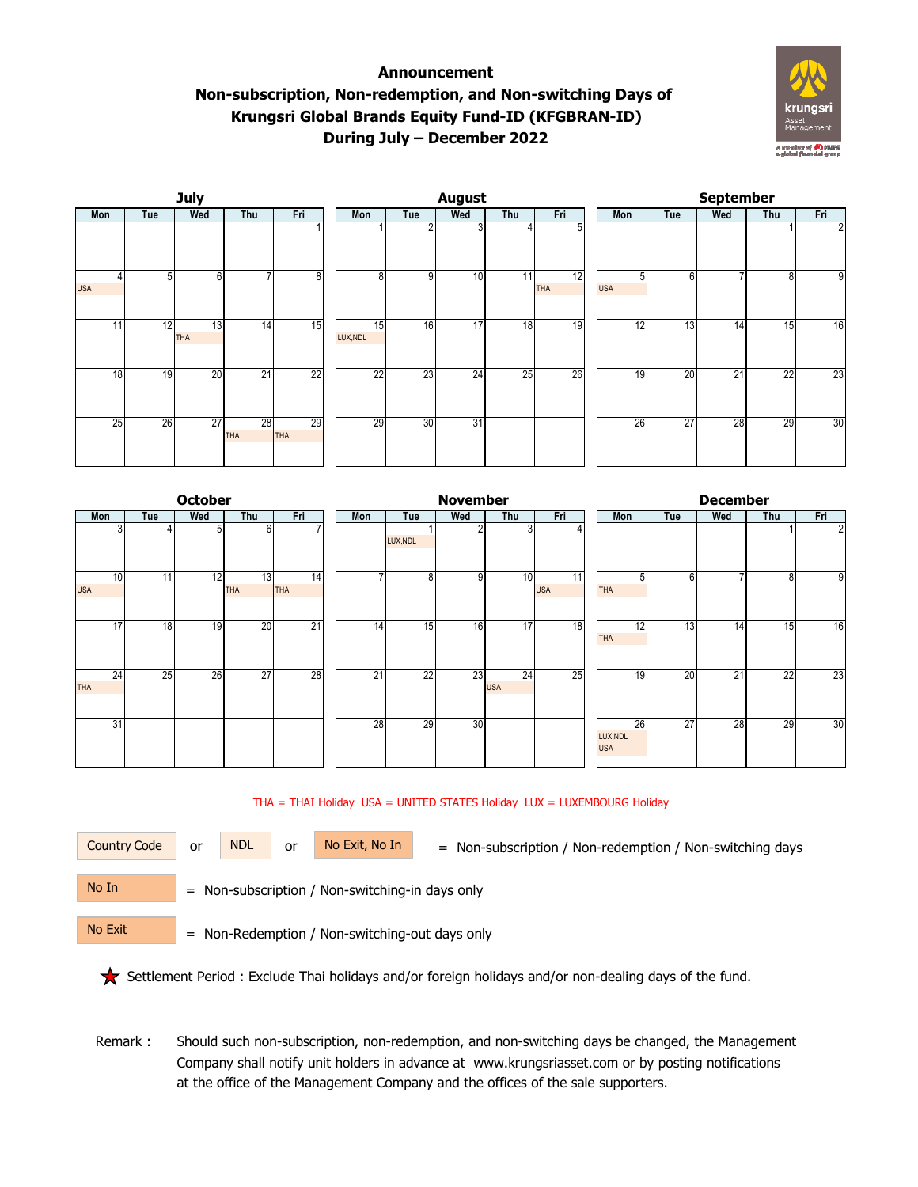# Announcement

## Non-subscription, Non-redemption, and Non-switching Days of Krungsri Global Brands Equity Fund-ID (KFGBRAN-ID) During July – December 2022

### July

| Mon | Tue | Wed | Thu | Fri |
|---|---|---|---|---|
| | | | | 1 |
| 4 USA | 5 | 6 | 7 | 8 |
| 11 | 12 | 13 THA | 14 | 15 |
| 18 | 19 | 20 | 21 | 22 |
| 25 | 26 | 27 | 28 THA | 29 THA |

### August

| Mon | Tue | Wed | Thu | Fri |
|---|---|---|---|---|
| 1 | 2 | 3 | 4 | 5 |
| 8 | 9 | 10 | 11 | 12 THA |
| 15 LUX,NDL | 16 | 17 | 18 | 19 |
| 22 | 23 | 24 | 25 | 26 |
| 29 | 30 | 31 | | |

### September

| Mon | Tue | Wed | Thu | Fri |
|---|---|---|---|---|
| | | | 1 | 2 |
| 5 USA | 6 | 7 | 8 | 9 |
| 12 | 13 | 14 | 15 | 16 |
| 19 | 20 | 21 | 22 | 23 |
| 26 | 27 | 28 | 29 | 30 |

### October

| Mon | Tue | Wed | Thu | Fri |
|---|---|---|---|---|
| 3 | 4 | 5 | 6 | 7 |
| 10 USA | 11 | 12 | 13 THA | 14 THA |
| 17 | 18 | 19 | 20 | 21 |
| 24 THA | 25 | 26 | 27 | 28 |
| 31 | | | | |

### November

| Mon | Tue | Wed | Thu | Fri |
|---|---|---|---|---|
| | 1 LUX,NDL | 2 | 3 | 4 |
| 7 | 8 | 9 | 10 | 11 USA |
| 14 | 15 | 16 | 17 | 18 |
| 21 | 22 | 23 | 24 USA | 25 |
| 28 | 29 | 30 | | |

### December

| Mon | Tue | Wed | Thu | Fri |
|---|---|---|---|---|
| | | | 1 | 2 |
| 5 THA | 6 | 7 | 8 | 9 |
| 12 THA | 13 | 14 | 15 | 16 |
| 19 | 20 | 21 | 22 | 23 |
| 26 LUX,NDL USA | 27 | 28 | 29 | 30 |

THA = THAI Holiday USA = UNITED STATES Holiday LUX = LUXEMBOURG Holiday

Country Code or NDL or No Exit, No In = Non-subscription / Non-redemption / Non-switching days

No In = Non-subscription / Non-switching-in days only

No Exit = Non-Redemption / Non-switching-out days only

★ Settlement Period : Exclude Thai holidays and/or foreign holidays and/or non-dealing days of the fund.

Remark : Should such non-subscription, non-redemption, and non-switching days be changed, the Management Company shall notify unit holders in advance at www.krungsriasset.com or by posting notifications at the office of the Management Company and the offices of the sale supporters.